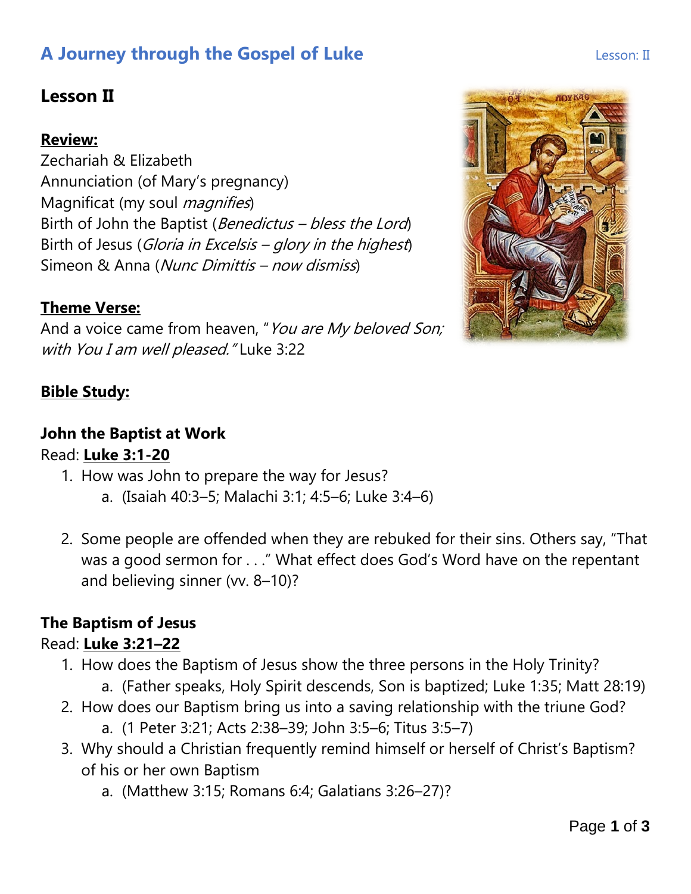# A Journey through the Gospel of Luke

## Lesson II

**Review:**

Zechariah & Elizabeth
Annunciation (of Mary's pregnancy)
Magnificat (my soul *magnifies*)
Birth of John the Baptist (*Benedictus – bless the Lord*)
Birth of Jesus (*Gloria in Excelsis – glory in the highest*)
Simeon & Anna (*Nunc Dimittis – now dismiss*)

**Theme Verse:**

And a voice came from heaven, "*You are My beloved Son; with You I am well pleased.*" Luke 3:22

**Bible Study:**

### John the Baptist at Work

Read: **Luke 3:1-20**

1. How was John to prepare the way for Jesus?
   a. (Isaiah 40:3–5; Malachi 3:1; 4:5–6; Luke 3:4–6)

2. Some people are offended when they are rebuked for their sins. Others say, "That was a good sermon for . . ." What effect does God's Word have on the repentant and believing sinner (vv. 8–10)?

### The Baptism of Jesus

Read: **Luke 3:21–22**

1. How does the Baptism of Jesus show the three persons in the Holy Trinity?
   a. (Father speaks, Holy Spirit descends, Son is baptized; Luke 1:35; Matt 28:19)
2. How does our Baptism bring us into a saving relationship with the triune God?
   a. (1 Peter 3:21; Acts 2:38–39; John 3:5–6; Titus 3:5–7)
3. Why should a Christian frequently remind himself or herself of Christ's Baptism? of his or her own Baptism
   a. (Matthew 3:15; Romans 6:4; Galatians 3:26–27)?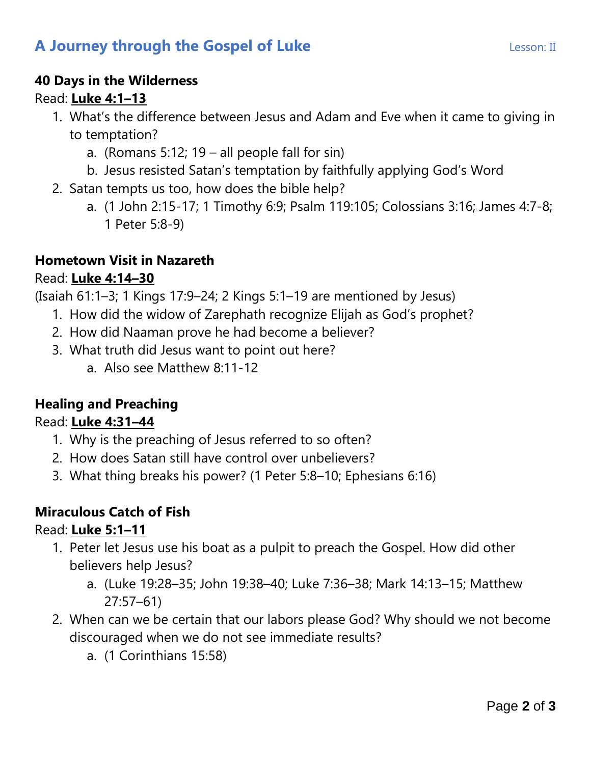**40 Days in the Wilderness**

Read: **Luke 4:1–13**

1. What's the difference between Jesus and Adam and Eve when it came to giving in to temptation?
    a. (Romans 5:12; 19 – all people fall for sin)
    b. Jesus resisted Satan's temptation by faithfully applying God's Word
2. Satan tempts us too, how does the bible help?
    a. (1 John 2:15-17; 1 Timothy 6:9; Psalm 119:105; Colossians 3:16; James 4:7-8; 1 Peter 5:8-9)

**Hometown Visit in Nazareth**

Read: **Luke 4:14–30**

(Isaiah 61:1–3; 1 Kings 17:9–24; 2 Kings 5:1–19 are mentioned by Jesus)

1. How did the widow of Zarephath recognize Elijah as God's prophet?
2. How did Naaman prove he had become a believer?
3. What truth did Jesus want to point out here?
    a. Also see Matthew 8:11-12

**Healing and Preaching**

Read: **Luke 4:31–44**

1. Why is the preaching of Jesus referred to so often?
2. How does Satan still have control over unbelievers?
3. What thing breaks his power? (1 Peter 5:8–10; Ephesians 6:16)

**Miraculous Catch of Fish**

Read: **Luke 5:1–11**

1. Peter let Jesus use his boat as a pulpit to preach the Gospel. How did other believers help Jesus?
    a. (Luke 19:28–35; John 19:38–40; Luke 7:36–38; Mark 14:13–15; Matthew 27:57–61)
2. When can we be certain that our labors please God? Why should we not become discouraged when we do not see immediate results?
    a. (1 Corinthians 15:58)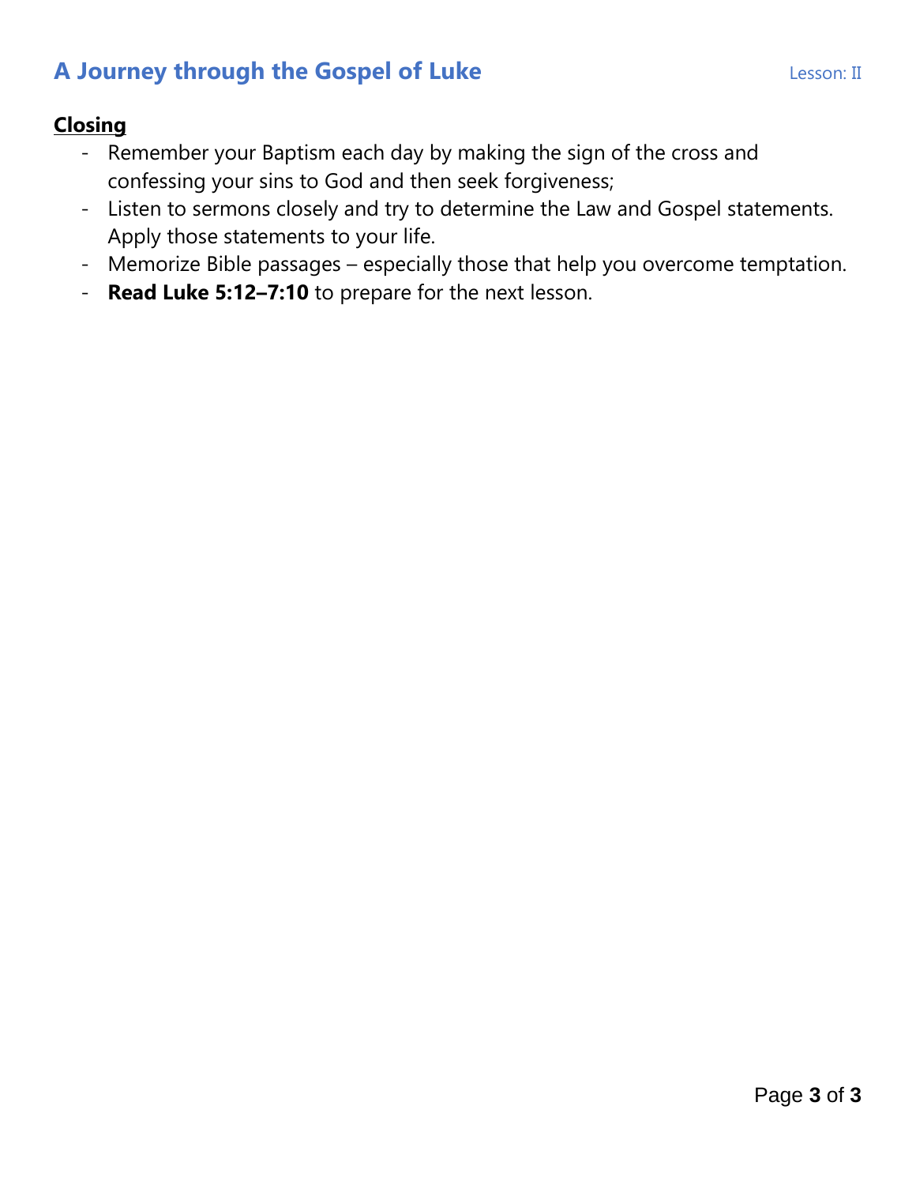## Closing

- Remember your Baptism each day by making the sign of the cross and confessing your sins to God and then seek forgiveness;
- Listen to sermons closely and try to determine the Law and Gospel statements. Apply those statements to your life.
- Memorize Bible passages – especially those that help you overcome temptation.
- **Read Luke 5:12–7:10** to prepare for the next lesson.